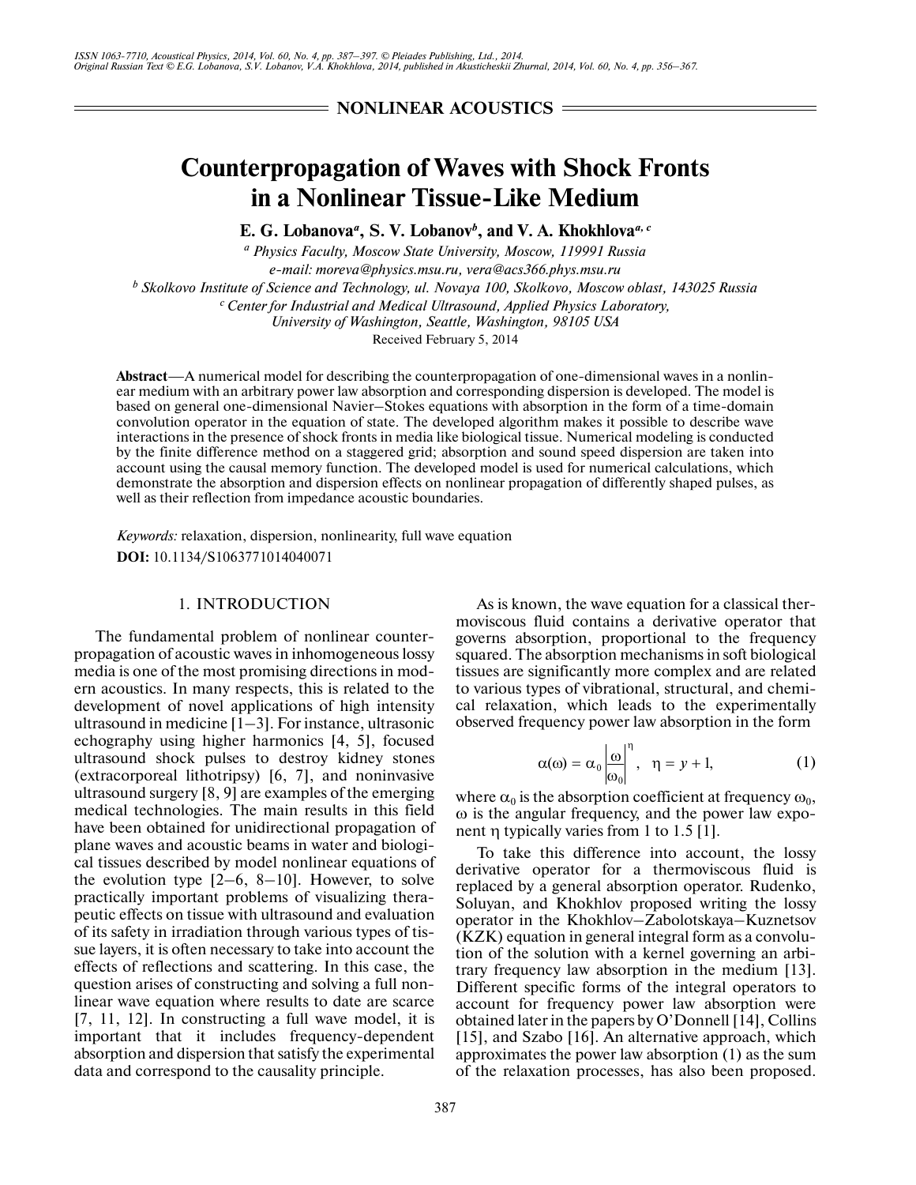NONLINEAR ACOUSTICS

# Counterpropagation of Waves with Shock Fronts in a Nonlinear Tissue-Like Medium

**E. G. Lobanova[a], S. V. Lobanov[b], and V. A. Khokhlova[a, c]**

[a] *Physics Faculty, Moscow State University, Moscow, 119991 Russia*
*e-mail: moreva@physics.msu.ru, vera@acs366.phys.msu.ru*

[b] *Skolkovo Institute of Science and Technology, ul. Novaya 100, Skolkovo, Moscow oblast, 143025 Russia*

[c] *Center for Industrial and Medical Ultrasound, Applied Physics Laboratory, University of Washington, Seattle, Washington, 98105 USA*

Received February 5, 2014

**Abstract**—A numerical model for describing the counterpropagation of one-dimensional waves in a nonlinear medium with an arbitrary power law absorption and corresponding dispersion is developed. The model is based on general one-dimensional Navier–Stokes equations with absorption in the form of a time-domain convolution operator in the equation of state. The developed algorithm makes it possible to describe wave interactions in the presence of shock fronts in media like biological tissue. Numerical modeling is conducted by the finite difference method on a staggered grid; absorption and sound speed dispersion are taken into account using the causal memory function. The developed model is used for numerical calculations, which demonstrate the absorption and dispersion effects on nonlinear propagation of differently shaped pulses, as well as their reflection from impedance acoustic boundaries.

*Keywords:* relaxation, dispersion, nonlinearity, full wave equation

**DOI:** 10.1134/S1063771014040071

## 1. INTRODUCTION

The fundamental problem of nonlinear counterpropagation of acoustic waves in inhomogeneous lossy media is one of the most promising directions in modern acoustics. In many respects, this is related to the development of novel applications of high intensity ultrasound in medicine [1–3]. For instance, ultrasonic echography using higher harmonics [4, 5], focused ultrasound shock pulses to destroy kidney stones (extracorporeal lithotripsy) [6, 7], and noninvasive ultrasound surgery [8, 9] are examples of the emerging medical technologies. The main results in this field have been obtained for unidirectional propagation of plane waves and acoustic beams in water and biological tissues described by model nonlinear equations of the evolution type [2–6, 8–10]. However, to solve practically important problems of visualizing therapeutic effects on tissue with ultrasound and evaluation of its safety in irradiation through various types of tissue layers, it is often necessary to take into account the effects of reflections and scattering. In this case, the question arises of constructing and solving a full nonlinear wave equation where results to date are scarce [7, 11, 12]. In constructing a full wave model, it is important that it includes frequency-dependent absorption and dispersion that satisfy the experimental data and correspond to the causality principle.

As is known, the wave equation for a classical thermoviscous fluid contains a derivative operator that governs absorption, proportional to the frequency squared. The absorption mechanisms in soft biological tissues are significantly more complex and are related to various types of vibrational, structural, and chemical relaxation, which leads to the experimentally observed frequency power law absorption in the form

$$\alpha(\omega) = \alpha_0 \left|\frac{\omega}{\omega_0}\right|^{\eta}, \quad \eta = y + 1, \tag{1}$$

where $\alpha_0$ is the absorption coefficient at frequency $\omega_0$, $\omega$ is the angular frequency, and the power law exponent $\eta$ typically varies from 1 to 1.5 [1].

To take this difference into account, the lossy derivative operator for a thermoviscous fluid is replaced by a general absorption operator. Rudenko, Soluyan, and Khokhlov proposed writing the lossy operator in the Khokhlov–Zabolotskaya–Kuznetsov (KZK) equation in general integral form as a convolution of the solution with a kernel governing an arbitrary frequency law absorption in the medium [13]. Different specific forms of the integral operators to account for frequency power law absorption were obtained later in the papers by O'Donnell [14], Collins [15], and Szabo [16]. An alternative approach, which approximates the power law absorption (1) as the sum of the relaxation processes, has also been proposed.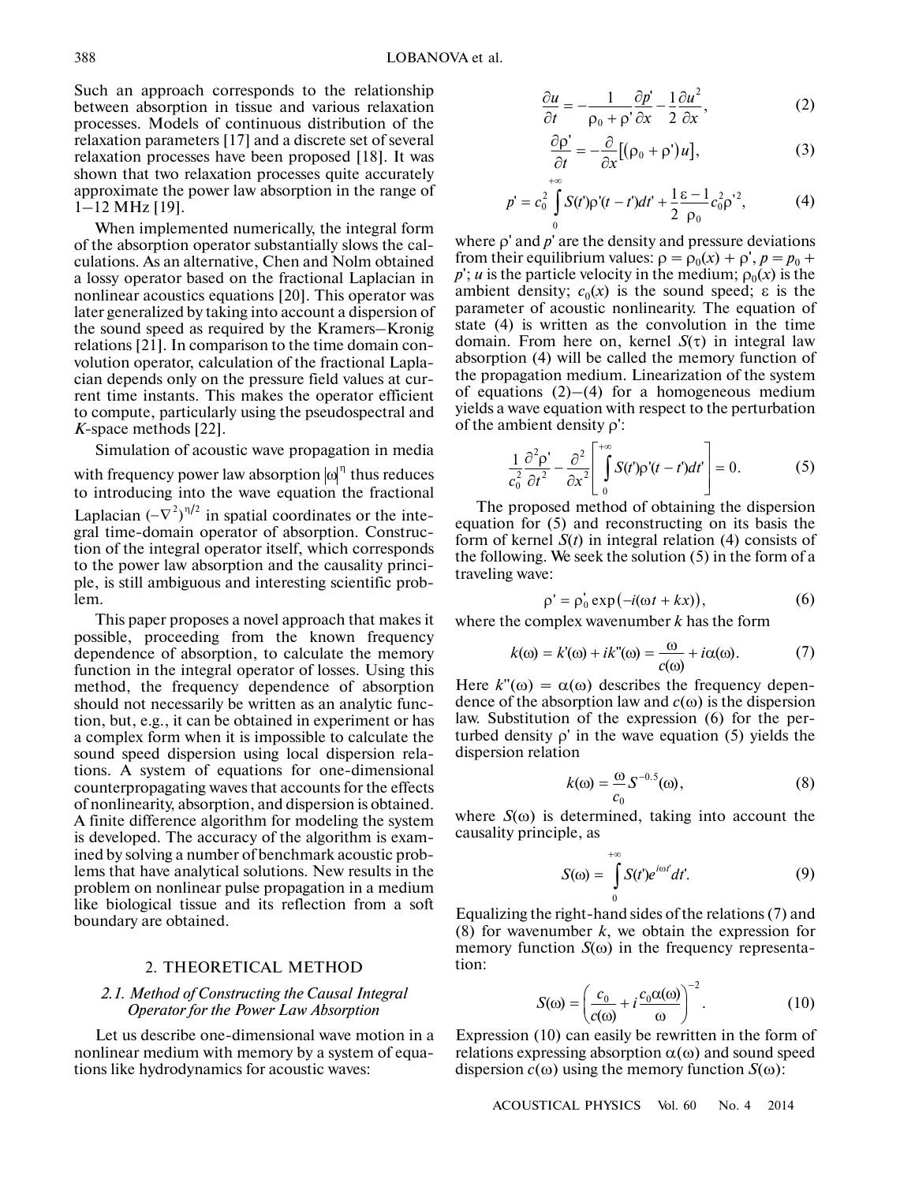Such an approach corresponds to the relationship between absorption in tissue and various relaxation processes. Models of continuous distribution of the relaxation parameters [17] and a discrete set of several relaxation processes have been proposed [18]. It was shown that two relaxation processes quite accurately approximate the power law absorption in the range of 1–12 MHz [19].

When implemented numerically, the integral form of the absorption operator substantially slows the calculations. As an alternative, Chen and Nolm obtained a lossy operator based on the fractional Laplacian in nonlinear acoustics equations [20]. This operator was later generalized by taking into account a dispersion of the sound speed as required by the Kramers–Kronig relations [21]. In comparison to the time domain convolution operator, calculation of the fractional Laplacian depends only on the pressure field values at current time instants. This makes the operator efficient to compute, particularly using the pseudospectral and $K$-space methods [22].

Simulation of acoustic wave propagation in media with frequency power law absorption $|\omega|^{\eta}$ thus reduces to introducing into the wave equation the fractional Laplacian $(-\nabla^2)^{\eta/2}$ in spatial coordinates or the integral time-domain operator of absorption. Construction of the integral operator itself, which corresponds to the power law absorption and the causality principle, is still ambiguous and interesting scientific problem.

This paper proposes a novel approach that makes it possible, proceeding from the known frequency dependence of absorption, to calculate the memory function in the integral operator of losses. Using this method, the frequency dependence of absorption should not necessarily be written as an analytic function, but, e.g., it can be obtained in experiment or has a complex form when it is impossible to calculate the sound speed dispersion using local dispersion relations. A system of equations for one-dimensional counterpropagating waves that accounts for the effects of nonlinearity, absorption, and dispersion is obtained. A finite difference algorithm for modeling the system is developed. The accuracy of the algorithm is examined by solving a number of benchmark acoustic problems that have analytical solutions. New results in the problem on nonlinear pulse propagation in a medium like biological tissue and its reflection from a soft boundary are obtained.

## 2. THEORETICAL METHOD

### 2.1. Method of Constructing the Causal Integral Operator for the Power Law Absorption

Let us describe one-dimensional wave motion in a nonlinear medium with memory by a system of equations like hydrodynamics for acoustic waves:

$$\frac{\partial u}{\partial t} = -\frac{1}{\rho_0 + \rho'}\frac{\partial p'}{\partial x} - \frac{1}{2}\frac{\partial u^2}{\partial x}, \tag{2}$$

$$\frac{\partial \rho'}{\partial t} = -\frac{\partial}{\partial x}\left[(\rho_0 + \rho')u\right], \tag{3}$$

$$p' = c_0^2 \int_0^{+\infty} S(t')\rho'(t-t')dt' + \frac{1}{2}\frac{\varepsilon - 1}{\rho_0}c_0^2 \rho'^2, \tag{4}$$

where $\rho'$ and $p'$ are the density and pressure deviations from their equilibrium values: $\rho = \rho_0(x) + \rho'$, $p = p_0 + p'$; $u$ is the particle velocity in the medium; $\rho_0(x)$ is the ambient density; $c_0(x)$ is the sound speed; $\varepsilon$ is the parameter of acoustic nonlinearity. The equation of state (4) is written as the convolution in the time domain. From here on, kernel $S(\tau)$ in integral law absorption (4) will be called the memory function of the propagation medium. Linearization of the system of equations (2)–(4) for a homogeneous medium yields a wave equation with respect to the perturbation of the ambient density $\rho'$:

$$\frac{1}{c_0^2}\frac{\partial^2 \rho'}{\partial t^2} - \frac{\partial^2}{\partial x^2}\left[\int_0^{+\infty} S(t')\rho'(t-t')dt'\right] = 0. \tag{5}$$

The proposed method of obtaining the dispersion equation for (5) and reconstructing on its basis the form of kernel $S(t)$ in integral relation (4) consists of the following. We seek the solution (5) in the form of a traveling wave:

$$\rho' = \rho_0' \exp\left(-i(\omega t + kx)\right), \tag{6}$$

where the complex wavenumber $k$ has the form

$$k(\omega) = k'(\omega) + ik''(\omega) = \frac{\omega}{c(\omega)} + i\alpha(\omega). \tag{7}$$

Here $k''(\omega) = \alpha(\omega)$ describes the frequency dependence of the absorption law and $c(\omega)$ is the dispersion law. Substitution of the expression (6) for the perturbed density $\rho'$ in the wave equation (5) yields the dispersion relation

$$k(\omega) = \frac{\omega}{c_0} S^{-0.5}(\omega), \tag{8}$$

where $S(\omega)$ is determined, taking into account the causality principle, as

$$S(\omega) = \int_0^{+\infty} S(t')e^{i\omega t'}dt'. \tag{9}$$

Equalizing the right-hand sides of the relations (7) and (8) for wavenumber $k$, we obtain the expression for memory function $S(\omega)$ in the frequency representation:

$$S(\omega) = \left(\frac{c_0}{c(\omega)} + i\frac{c_0\alpha(\omega)}{\omega}\right)^{-2}. \tag{10}$$

Expression (10) can easily be rewritten in the form of relations expressing absorption $\alpha(\omega)$ and sound speed dispersion $c(\omega)$ using the memory function $S(\omega)$: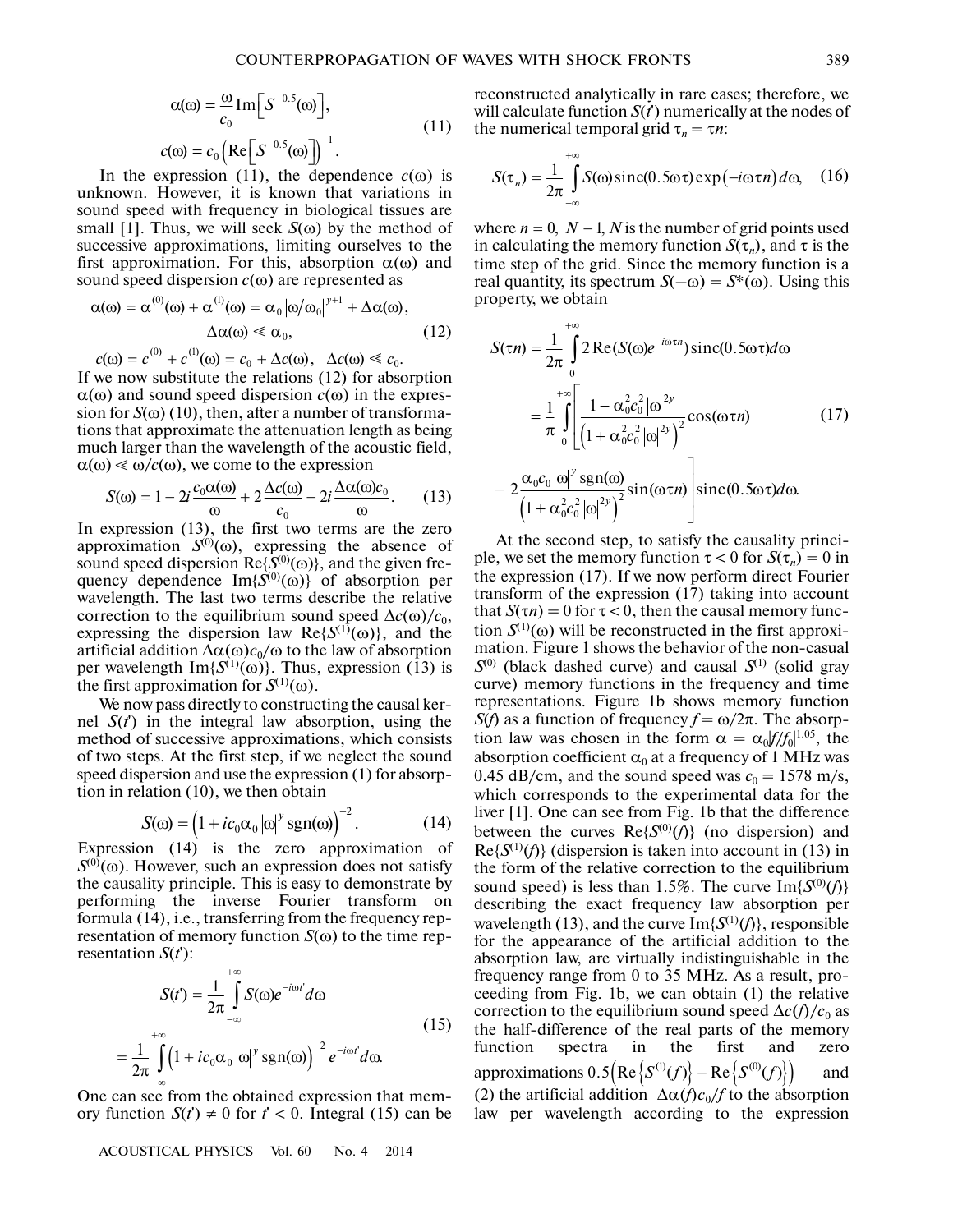$$\alpha(\omega) = \frac{\omega}{c_0}\operatorname{Im}\left[S^{-0.5}(\omega)\right],$$
$$c(\omega) = c_0\left(\operatorname{Re}\left[S^{-0.5}(\omega)\right]\right)^{-1}. \tag{11}$$

In the expression (11), the dependence $c(\omega)$ is unknown. However, it is known that variations in sound speed with frequency in biological tissues are small [1]. Thus, we will seek $S(\omega)$ by the method of successive approximations, limiting ourselves to the first approximation. For this, absorption $\alpha(\omega)$ and sound speed dispersion $c(\omega)$ are represented as

$$\alpha(\omega) = \alpha^{(0)}(\omega) + \alpha^{(1)}(\omega) = \alpha_0\left|\omega/\omega_0\right|^{y+1} + \Delta\alpha(\omega),$$
$$\Delta\alpha(\omega) \ll \alpha_0, \tag{12}$$
$$c(\omega) = c^{(0)} + c^{(1)}(\omega) = c_0 + \Delta c(\omega), \quad \Delta c(\omega) \ll c_0.$$

If we now substitute the relations (12) for absorption $\alpha(\omega)$ and sound speed dispersion $c(\omega)$ in the expression for $S(\omega)$ (10), then, after a number of transformations that approximate the attenuation length as being much larger than the wavelength of the acoustic field, $\alpha(\omega) \ll \omega/c(\omega)$, we come to the expression

$$S(\omega) = 1 - 2i\frac{c_0\alpha(\omega)}{\omega} + 2\frac{\Delta c(\omega)}{c_0} - 2i\frac{\Delta\alpha(\omega)c_0}{\omega}. \tag{13}$$

In expression (13), the first two terms are the zero approximation $S^{(0)}(\omega)$, expressing the absence of sound speed dispersion $\operatorname{Re}\{S^{(0)}(\omega)\}$, and the given frequency dependence $\operatorname{Im}\{S^{(0)}(\omega)\}$ of absorption per wavelength. The last two terms describe the relative correction to the equilibrium sound speed $\Delta c(\omega)/c_0$, expressing the dispersion law $\operatorname{Re}\{S^{(1)}(\omega)\}$, and the artificial addition $\Delta\alpha(\omega)c_0/\omega$ to the law of absorption per wavelength $\operatorname{Im}\{S^{(1)}(\omega)\}$. Thus, expression (13) is the first approximation for $S^{(1)}(\omega)$.

We now pass directly to constructing the causal kernel $S(t')$ in the integral law absorption, using the method of successive approximations, which consists of two steps. At the first step, if we neglect the sound speed dispersion and use the expression (1) for absorption in relation (10), we then obtain

$$S(\omega) = \left(1 + ic_0\alpha_0\left|\omega\right|^y \operatorname{sgn}(\omega)\right)^{-2}. \tag{14}$$

Expression (14) is the zero approximation of $S^{(0)}(\omega)$. However, such an expression does not satisfy the causality principle. This is easy to demonstrate by performing the inverse Fourier transform on formula (14), i.e., transferring from the frequency representation of memory function $S(\omega)$ to the time representation $S(t')$:

$$S(t') = \frac{1}{2\pi}\int_{-\infty}^{+\infty} S(\omega)e^{-i\omega t'}d\omega$$
$$= \frac{1}{2\pi}\int_{-\infty}^{+\infty}\left(1 + ic_0\alpha_0\left|\omega\right|^y \operatorname{sgn}(\omega)\right)^{-2} e^{-i\omega t'}d\omega. \tag{15}$$

One can see from the obtained expression that memory function $S(t') \neq 0$ for $t' < 0$. Integral (15) can be reconstructed analytically in rare cases; therefore, we will calculate function $S(t')$ numerically at the nodes of the numerical temporal grid $\tau_n = \tau n$:

$$S(\tau_n) = \frac{1}{2\pi}\int_{-\infty}^{+\infty} S(\omega)\operatorname{sinc}(0.5\omega\tau)\exp(-i\omega\tau n)\,d\omega, \tag{16}$$

where $n = \overline{0,\ N-1}$, $N$ is the number of grid points used in calculating the memory function $S(\tau_n)$, and $\tau$ is the time step of the grid. Since the memory function is a real quantity, its spectrum $S(-\omega) = S^*(\omega)$. Using this property, we obtain

$$S(\tau n) = \frac{1}{2\pi}\int_0^{+\infty} 2\operatorname{Re}(S(\omega)e^{-i\omega\tau n})\operatorname{sinc}(0.5\omega\tau)d\omega$$
$$= \frac{1}{\pi}\int_0^{+\infty}\left[\frac{1 - \alpha_0^2c_0^2\left|\omega\right|^{2y}}{\left(1 + \alpha_0^2c_0^2\left|\omega\right|^{2y}\right)^2}\cos(\omega\tau n)\right. \tag{17}$$
$$\left. - 2\frac{\alpha_0c_0\left|\omega\right|^y \operatorname{sgn}(\omega)}{\left(1 + \alpha_0^2c_0^2\left|\omega\right|^{2y}\right)^2}\sin(\omega\tau n)\right]\operatorname{sinc}(0.5\omega\tau)d\omega.$$

At the second step, to satisfy the causality principle, we set the memory function $\tau < 0$ for $S(\tau_n) = 0$ in the expression (17). If we now perform direct Fourier transform of the expression (17) taking into account that $S(\tau n) = 0$ for $\tau < 0$, then the causal memory function $S^{(1)}(\omega)$ will be reconstructed in the first approximation. Figure 1 shows the behavior of the non-causal $S^{(0)}$ (black dashed curve) and causal $S^{(1)}$ (solid gray curve) memory functions in the frequency and time representations. Figure 1b shows memory function $S(f)$ as a function of frequency $f = \omega/2\pi$. The absorption law was chosen in the form $\alpha = \alpha_0|f/f_0|^{1.05}$, the absorption coefficient $\alpha_0$ at a frequency of 1 MHz was 0.45 dB/cm, and the sound speed was $c_0 = 1578$ m/s, which corresponds to the experimental data for the liver [1]. One can see from Fig. 1b that the difference between the curves $\operatorname{Re}\{S^{(0)}(f)\}$ (no dispersion) and $\operatorname{Re}\{S^{(1)}(f)\}$ (dispersion is taken into account in (13) in the form of the relative correction to the equilibrium sound speed) is less than 1.5%. The curve $\operatorname{Im}\{S^{(0)}(f)\}$ describing the exact frequency law absorption per wavelength (13), and the curve $\operatorname{Im}\{S^{(1)}(f)\}$, responsible for the appearance of the artificial addition to the absorption law, are virtually indistinguishable in the frequency range from 0 to 35 MHz. As a result, proceeding from Fig. 1b, we can obtain (1) the relative correction to the equilibrium sound speed $\Delta c(f)/c_0$ as the half-difference of the real parts of the memory function spectra in the first and zero approximations $0.5\left(\operatorname{Re}\left\{S^{(1)}(f)\right\} - \operatorname{Re}\left\{S^{(0)}(f)\right\}\right)$ and (2) the artificial addition $\Delta\alpha(f)c_0/f$ to the absorption law per wavelength according to the expression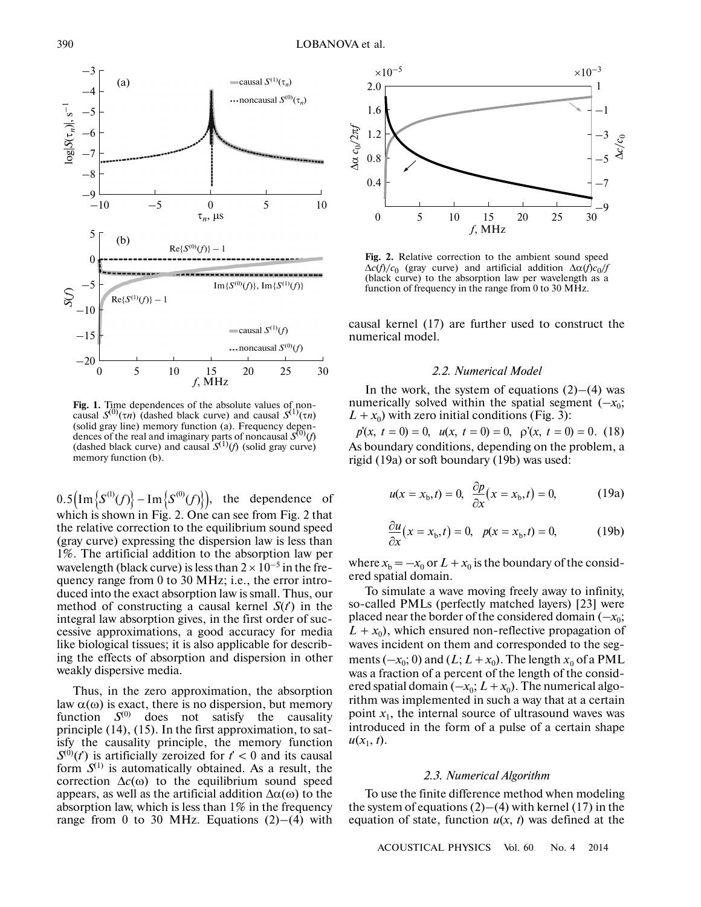Fig. 1. Time dependences of the absolute values of noncausal $S^{(0)}(\tau n)$ (dashed black curve) and causal $S^{(1)}(\tau n)$ (solid gray line) memory function (a). Frequency dependences of the real and imaginary parts of noncausal $S^{(0)}(f)$ (dashed black curve) and causal $S^{(1)}(f)$ (solid gray curve) memory function (b).

$0.5\left(\mathrm{Im}\left\{S^{(1)}(f)\right\} - \mathrm{Im}\left\{S^{(0)}(f)\right\}\right)$, the dependence of which is shown in Fig. 2. One can see from Fig. 2 that the relative correction to the equilibrium sound speed (gray curve) expressing the dispersion law is less than 1%. The artificial addition to the absorption law per wavelength (black curve) is less than $2 \times 10^{-5}$ in the frequency range from 0 to 30 MHz; i.e., the error introduced into the exact absorption law is small. Thus, our method of constructing a causal kernel $S(t')$ in the integral law absorption gives, in the first order of successive approximations, a good accuracy for media like biological tissues; it is also applicable for describing the effects of absorption and dispersion in other weakly dispersive media.

Thus, in the zero approximation, the absorption law $\alpha(\omega)$ is exact, there is no dispersion, but memory function $S^{(0)}$ does not satisfy the causality principle (14), (15). In the first approximation, to satisfy the causality principle, the memory function $S^{(0)}(t')$ is artificially zeroized for $t' < 0$ and its causal form $S^{(1)}$ is automatically obtained. As a result, the correction $\Delta c(\omega)$ to the equilibrium sound speed appears, as well as the artificial addition $\Delta\alpha(\omega)$ to the absorption law, which is less than 1% in the frequency range from 0 to 30 MHz. Equations (2)–(4) with causal kernel (17) are further used to construct the numerical model.

Fig. 2. Relative correction to the ambient sound speed $\Delta c(f)/c_0$ (gray curve) and artificial addition $\Delta\alpha(f)c_0/f$ (black curve) to the absorption law per wavelength as a function of frequency in the range from 0 to 30 MHz.

### 2.2. Numerical Model

In the work, the system of equations (2)–(4) was numerically solved within the spatial segment $(-x_0; L + x_0)$ with zero initial conditions (Fig. 3):

$$p'(x,\ t = 0) = 0,\quad u(x,\ t = 0) = 0,\quad \rho'(x,\ t = 0) = 0. \quad (18)$$

As boundary conditions, depending on the problem, a rigid (19a) or soft boundary (19b) was used:

$$u(x = x_b, t) = 0,\quad \frac{\partial p}{\partial x}(x = x_b, t) = 0, \quad (19a)$$

$$\frac{\partial u}{\partial x}(x = x_b, t) = 0,\quad p(x = x_b, t) = 0, \quad (19b)$$

where $x_b = -x_0$ or $L + x_0$ is the boundary of the considered spatial domain.

To simulate a wave moving freely away to infinity, so-called PMLs (perfectly matched layers) [23] were placed near the border of the considered domain $(-x_0; L + x_0)$, which ensured non-reflective propagation of waves incident on them and corresponded to the segments $(-x_0; 0)$ and $(L; L + x_0)$. The length $x_0$ of a PML was a fraction of a percent of the length of the considered spatial domain $(-x_0; L + x_0)$. The numerical algorithm was implemented in such a way that at a certain point $x_1$, the internal source of ultrasound waves was introduced in the form of a pulse of a certain shape $u(x_1, t)$.

### 2.3. Numerical Algorithm

To use the finite difference method when modeling the system of equations (2)–(4) with kernel (17) in the equation of state, function $u(x, t)$ was defined at the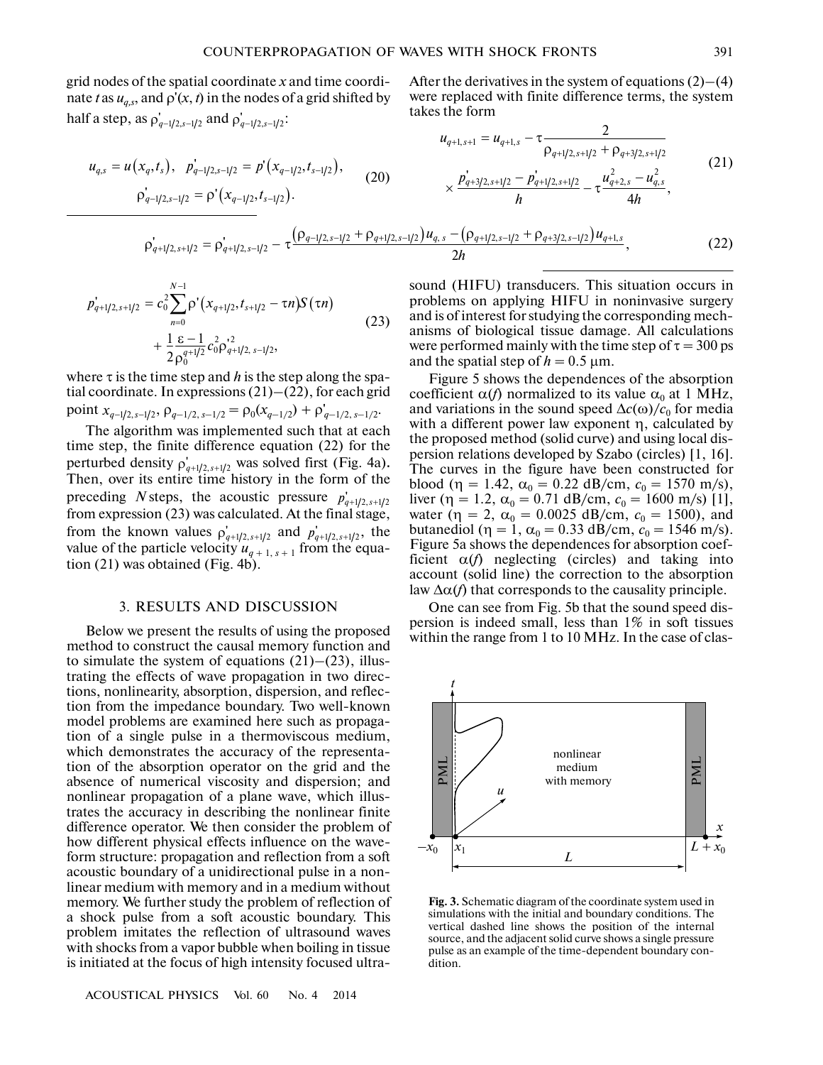grid nodes of the spatial coordinate $x$ and time coordinate $t$ as $u_{q,s}$, and $\rho'(x, t)$ in the nodes of a grid shifted by half a step, as $\rho'_{q-1/2,s-1/2}$ and $\rho'_{q-1/2,s-1/2}$:

$$u_{q,s} = u(x_q, t_s), \quad p'_{q-1/2,s-1/2} = p'(x_{q-1/2}, t_{s-1/2}), \\ \rho'_{q-1/2,s-1/2} = \rho'(x_{q-1/2}, t_{s-1/2}). \tag{20}$$

After the derivatives in the system of equations (2)–(4) were replaced with finite difference terms, the system takes the form

$$u_{q+1,s+1} = u_{q+1,s} - \tau \frac{2}{\rho_{q+1/2,s+1/2} + \rho_{q+3/2,s+1/2}} \\ \times \frac{p'_{q+3/2,s+1/2} - p'_{q+1/2,s+1/2}}{h} - \tau \frac{u^2_{q+2,s} - u^2_{q,s}}{4h}, \tag{21}$$

$$\rho'_{q+1/2,s+1/2} = \rho'_{q+1/2,s-1/2} - \tau \frac{(\rho_{q-1/2,s-1/2} + \rho_{q+1/2,s-1/2})u_{q,s} - (\rho_{q+1/2,s-1/2} + \rho_{q+3/2,s-1/2})u_{q+1,s}}{2h}, \tag{22}$$

$$p'_{q+1/2,s+1/2} = c_0^2 \sum_{n=0}^{N-1} \rho'(x_{q+1/2}, t_{s+1/2} - \tau n) S(\tau n) \\ + \frac{1}{2} \frac{\varepsilon - 1}{\rho_0^{q+1/2}} c_0^2 \rho'^2_{q+1/2,\, s-1/2}, \tag{23}$$

where $\tau$ is the time step and $h$ is the step along the spatial coordinate. In expressions (21)–(22), for each grid point $x_{q-1/2,s-1/2}$, $\rho_{q-1/2,\,s-1/2} = \rho_0(x_{q-1/2}) + \rho'_{q-1/2,\,s-1/2}$.

The algorithm was implemented such that at each time step, the finite difference equation (22) for the perturbed density $\rho'_{q+1/2,s+1/2}$ was solved first (Fig. 4a). Then, over its entire time history in the form of the preceding $N$ steps, the acoustic pressure $p'_{q+1/2,s+1/2}$ from expression (23) was calculated. At the final stage, from the known values $\rho'_{q+1/2,s+1/2}$ and $p'_{q+1/2,s+1/2}$, the value of the particle velocity $u_{q+1,s+1}$ from the equation (21) was obtained (Fig. 4b).

## 3. RESULTS AND DISCUSSION

Below we present the results of using the proposed method to construct the causal memory function and to simulate the system of equations (21)–(23), illustrating the effects of wave propagation in two directions, nonlinearity, absorption, dispersion, and reflection from the impedance boundary. Two well-known model problems are examined here such as propagation of a single pulse in a thermoviscous medium, which demonstrates the accuracy of the representation of the absorption operator on the grid and the absence of numerical viscosity and dispersion; and nonlinear propagation of a plane wave, which illustrates the accuracy in describing the nonlinear finite difference operator. We then consider the problem of how different physical effects influence on the waveform structure: propagation and reflection from a soft acoustic boundary of a unidirectional pulse in a nonlinear medium with memory and in a medium without memory. We further study the problem of reflection of a shock pulse from a soft acoustic boundary. This problem imitates the reflection of ultrasound waves with shocks from a vapor bubble when boiling in tissue is initiated at the focus of high intensity focused ultrasound (HIFU) transducers. This situation occurs in problems on applying HIFU in noninvasive surgery and is of interest for studying the corresponding mechanisms of biological tissue damage. All calculations were performed mainly with the time step of $\tau = 300$ ps and the spatial step of $h = 0.5$ μm.

Figure 5 shows the dependences of the absorption coefficient $\alpha(f)$ normalized to its value $\alpha_0$ at 1 MHz, and variations in the sound speed $\Delta c(\omega)/c_0$ for media with a different power law exponent $\eta$, calculated by the proposed method (solid curve) and using local dispersion relations developed by Szabo (circles) [1, 16]. The curves in the figure have been constructed for blood ($\eta = 1.42$, $\alpha_0 = 0.22$ dB/cm, $c_0 = 1570$ m/s), liver ($\eta = 1.2$, $\alpha_0 = 0.71$ dB/cm, $c_0 = 1600$ m/s) [1], water ($\eta = 2$, $\alpha_0 = 0.0025$ dB/cm, $c_0 = 1500$), and butanediol ($\eta = 1$, $\alpha_0 = 0.33$ dB/cm, $c_0 = 1546$ m/s). Figure 5a shows the dependences for absorption coefficient $\alpha(f)$ neglecting (circles) and taking into account (solid line) the correction to the absorption law $\Delta\alpha(f)$ that corresponds to the causality principle.

One can see from Fig. 5b that the sound speed dispersion is indeed small, less than 1% in soft tissues within the range from 1 to 10 MHz. In the case of clas-

**Fig. 3.** Schematic diagram of the coordinate system used in simulations with the initial and boundary conditions. The vertical dashed line shows the position of the internal source, and the adjacent solid curve shows a single pressure pulse as an example of the time-dependent boundary condition.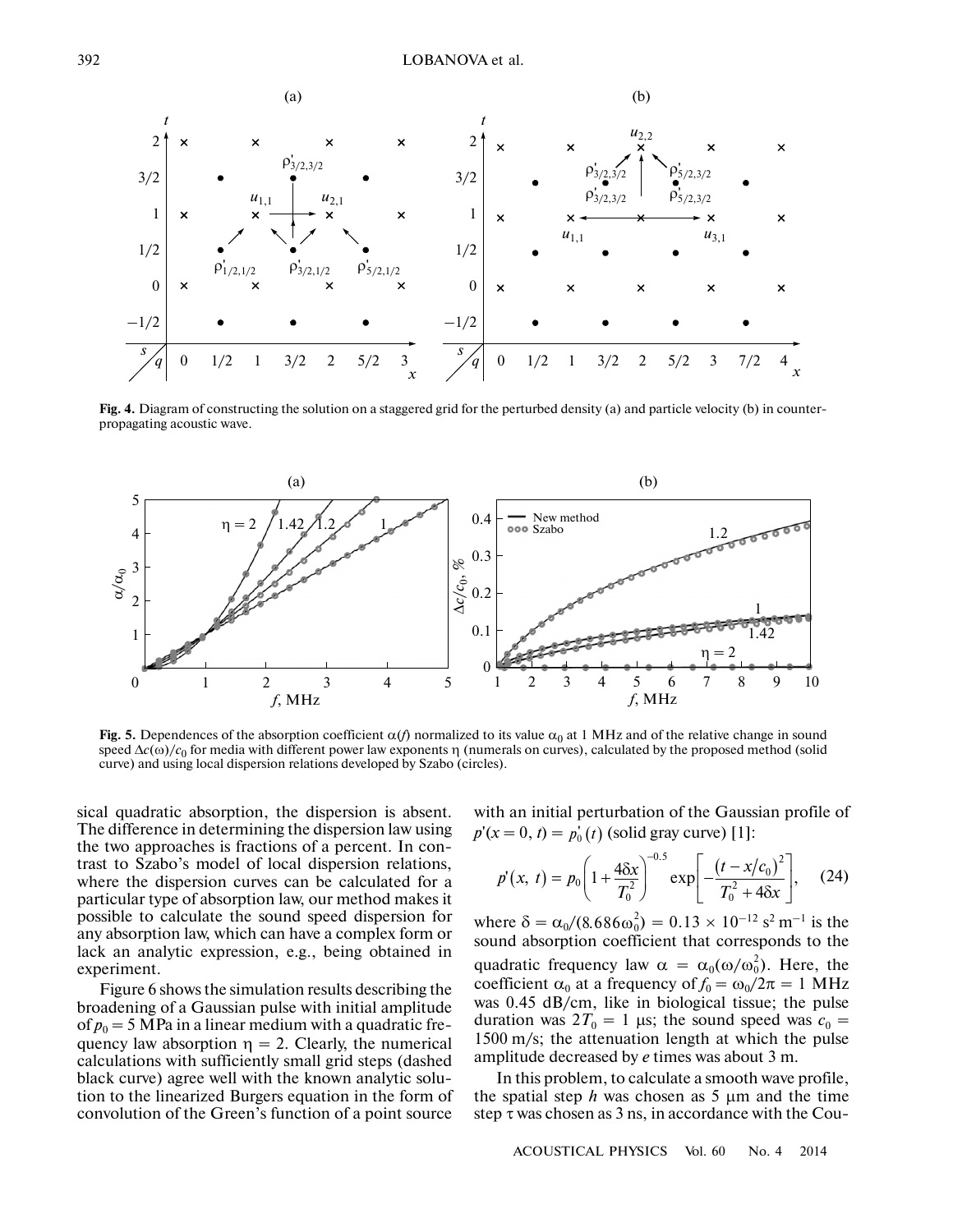**Fig. 4.** Diagram of constructing the solution on a staggered grid for the perturbed density (a) and particle velocity (b) in counter-propagating acoustic wave.

**Fig. 5.** Dependences of the absorption coefficient $\alpha(f)$ normalized to its value $\alpha_0$ at 1 MHz and of the relative change in sound speed $\Delta c(\omega)/c_0$ for media with different power law exponents $\eta$ (numerals on curves), calculated by the proposed method (solid curve) and using local dispersion relations developed by Szabo (circles).

sical quadratic absorption, the dispersion is absent. The difference in determining the dispersion law using the two approaches is fractions of a percent. In contrast to Szabo's model of local dispersion relations, where the dispersion curves can be calculated for a particular type of absorption law, our method makes it possible to calculate the sound speed dispersion for any absorption law, which can have a complex form or lack an analytic expression, e.g., being obtained in experiment.

Figure 6 shows the simulation results describing the broadening of a Gaussian pulse with initial amplitude of $p_0 = 5$ MPa in a linear medium with a quadratic frequency law absorption $\eta = 2$. Clearly, the numerical calculations with sufficiently small grid steps (dashed black curve) agree well with the known analytic solution to the linearized Burgers equation in the form of convolution of the Green's function of a point source with an initial perturbation of the Gaussian profile of $p'(x = 0, t) = p'_0(t)$ (solid gray curve) [1]:

$$p'(x, t) = p_0\left(1 + \frac{4\delta x}{T_0^2}\right)^{-0.5} \exp\left[-\frac{(t - x/c_0)^2}{T_0^2 + 4\delta x}\right], \quad (24)$$

where $\delta = \alpha_0/(8.686\omega_0^2) = 0.13 \times 10^{-12}$ s$^2$ m$^{-1}$ is the sound absorption coefficient that corresponds to the quadratic frequency law $\alpha = \alpha_0(\omega/\omega_0^2)$. Here, the coefficient $\alpha_0$ at a frequency of $f_0 = \omega_0/2\pi = 1$ MHz was 0.45 dB/cm, like in biological tissue; the pulse duration was $2T_0 = 1$ μs; the sound speed was $c_0 = 1500$ m/s; the attenuation length at which the pulse amplitude decreased by $e$ times was about 3 m.

In this problem, to calculate a smooth wave profile, the spatial step $h$ was chosen as 5 μm and the time step $\tau$ was chosen as 3 ns, in accordance with the Cou-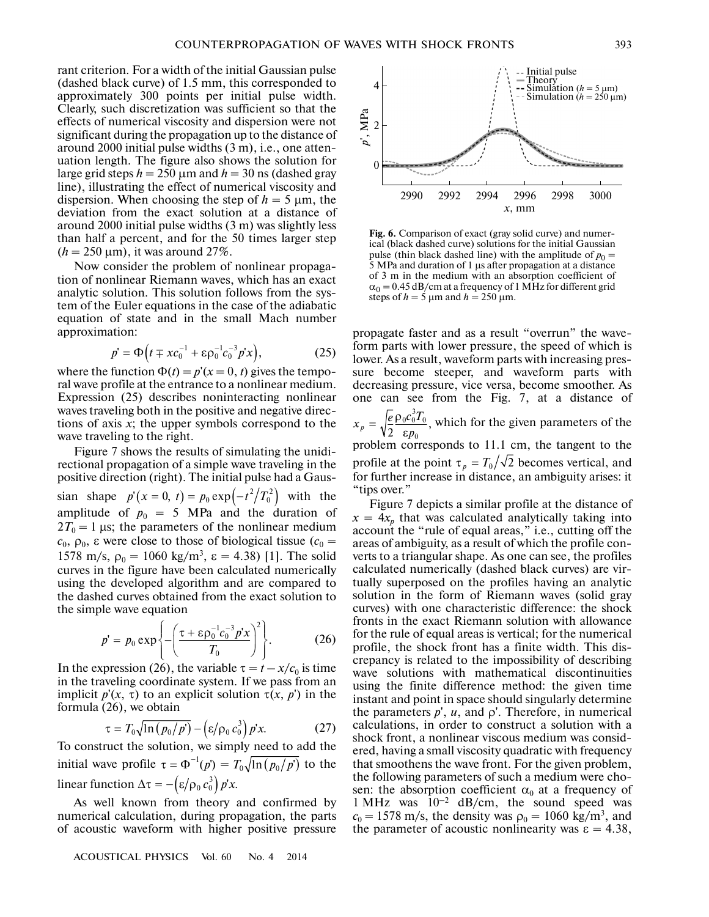rant criterion. For a width of the initial Gaussian pulse (dashed black curve) of 1.5 mm, this corresponded to approximately 300 points per initial pulse width. Clearly, such discretization was sufficient so that the effects of numerical viscosity and dispersion were not significant during the propagation up to the distance of around 2000 initial pulse widths (3 m), i.e., one attenuation length. The figure also shows the solution for large grid steps $h = 250$ μm and $h = 30$ ns (dashed gray line), illustrating the effect of numerical viscosity and dispersion. When choosing the step of $h = 5$ μm, the deviation from the exact solution at a distance of around 2000 initial pulse widths (3 m) was slightly less than half a percent, and for the 50 times larger step ($h = 250$ μm), it was around 27%.

Now consider the problem of nonlinear propagation of nonlinear Riemann waves, which has an exact analytic solution. This solution follows from the system of the Euler equations in the case of the adiabatic equation of state and in the small Mach number approximation:

$$p' = \Phi\left(t \mp xc_0^{-1} + \varepsilon\rho_0^{-1}c_0^{-3}p'x\right), \tag{25}$$

where the function $\Phi(t) = p'(x = 0, t)$ gives the temporal wave profile at the entrance to a nonlinear medium. Expression (25) describes noninteracting nonlinear waves traveling both in the positive and negative directions of axis $x$; the upper symbols correspond to the wave traveling to the right.

Figure 7 shows the results of simulating the unidirectional propagation of a simple wave traveling in the positive direction (right). The initial pulse had a Gaussian shape $p'(x = 0,\, t) = p_0\exp\left(-t^2/T_0^2\right)$ with the amplitude of $p_0$ = 5 MPa and the duration of $2T_0 = 1$ μs; the parameters of the nonlinear medium $c_0$, $\rho_0$, $\varepsilon$ were close to those of biological tissue ($c_0$ = 1578 m/s, $\rho_0$ = 1060 kg/m$^3$, $\varepsilon = 4.38$) [1]. The solid curves in the figure have been calculated numerically using the developed algorithm and are compared to the dashed curves obtained from the exact solution to the simple wave equation

$$p' = p_0\exp\left\{-\left(\frac{\tau + \varepsilon\rho_0^{-1}c_0^{-3}p'x}{T_0}\right)^2\right\}. \tag{26}$$

In the expression (26), the variable $\tau = t - x/c_0$ is time in the traveling coordinate system. If we pass from an implicit $p'(x, \tau)$ to an explicit solution $\tau(x, p')$ in the formula (26), we obtain

$$\tau = T_0\sqrt{\ln\left(p_0/p'\right)} - \left(\varepsilon/\rho_0 c_0^3\right)p'x. \tag{27}$$

To construct the solution, we simply need to add the initial wave profile $\tau = \Phi^{-1}(p') = T_0\sqrt{\ln\left(p_0/p'\right)}$ to the linear function $\Delta\tau = -\left(\varepsilon/\rho_0 c_0^3\right)p'x$.

As well known from theory and confirmed by numerical calculation, during propagation, the parts of acoustic waveform with higher positive pressure

**Fig. 6.** Comparison of exact (gray solid curve) and numerical (black dashed curve) solutions for the initial Gaussian pulse (thin black dashed line) with the amplitude of $p_0$ = 5 MPa and duration of 1 μs after propagation at a distance of 3 m in the medium with an absorption coefficient of $\alpha_0 = 0.45$ dB/cm at a frequency of 1 MHz for different grid steps of $h = 5$ μm and $h = 250$ μm.

propagate faster and as a result "overrun" the waveform parts with lower pressure, the speed of which is lower. As a result, waveform parts with increasing pressure become steeper, and waveform parts with decreasing pressure, vice versa, become smoother. As one can see from the Fig. 7, at a distance of $x_p = \sqrt{\frac{e}{2}}\frac{\rho_0 c_0^3 T_0}{\varepsilon p_0}$, which for the given parameters of the problem corresponds to 11.1 cm, the tangent to the profile at the point $\tau_p = T_0/\sqrt{2}$ becomes vertical, and for further increase in distance, an ambiguity arises: it "tips over."

Figure 7 depicts a similar profile at the distance of $x = 4x_p$ that was calculated analytically taking into account the "rule of equal areas," i.e., cutting off the areas of ambiguity, as a result of which the profile converts to a triangular shape. As one can see, the profiles calculated numerically (dashed black curves) are virtually superposed on the profiles having an analytic solution in the form of Riemann waves (solid gray curves) with one characteristic difference: the shock fronts in the exact Riemann solution with allowance for the rule of equal areas is vertical; for the numerical profile, the shock front has a finite width. This discrepancy is related to the impossibility of describing wave solutions with mathematical discontinuities using the finite difference method: the given time instant and point in space should singularly determine the parameters $p'$, $u$, and $\rho'$. Therefore, in numerical calculations, in order to construct a solution with a shock front, a nonlinear viscous medium was considered, having a small viscosity quadratic with frequency that smoothens the wave front. For the given problem, the following parameters of such a medium were chosen: the absorption coefficient $\alpha_0$ at a frequency of 1 MHz was $10^{-2}$ dB/cm, the sound speed was $c_0 = 1578$ m/s, the density was $\rho_0$ = 1060 kg/m$^3$, and the parameter of acoustic nonlinearity was $\varepsilon = 4.38$,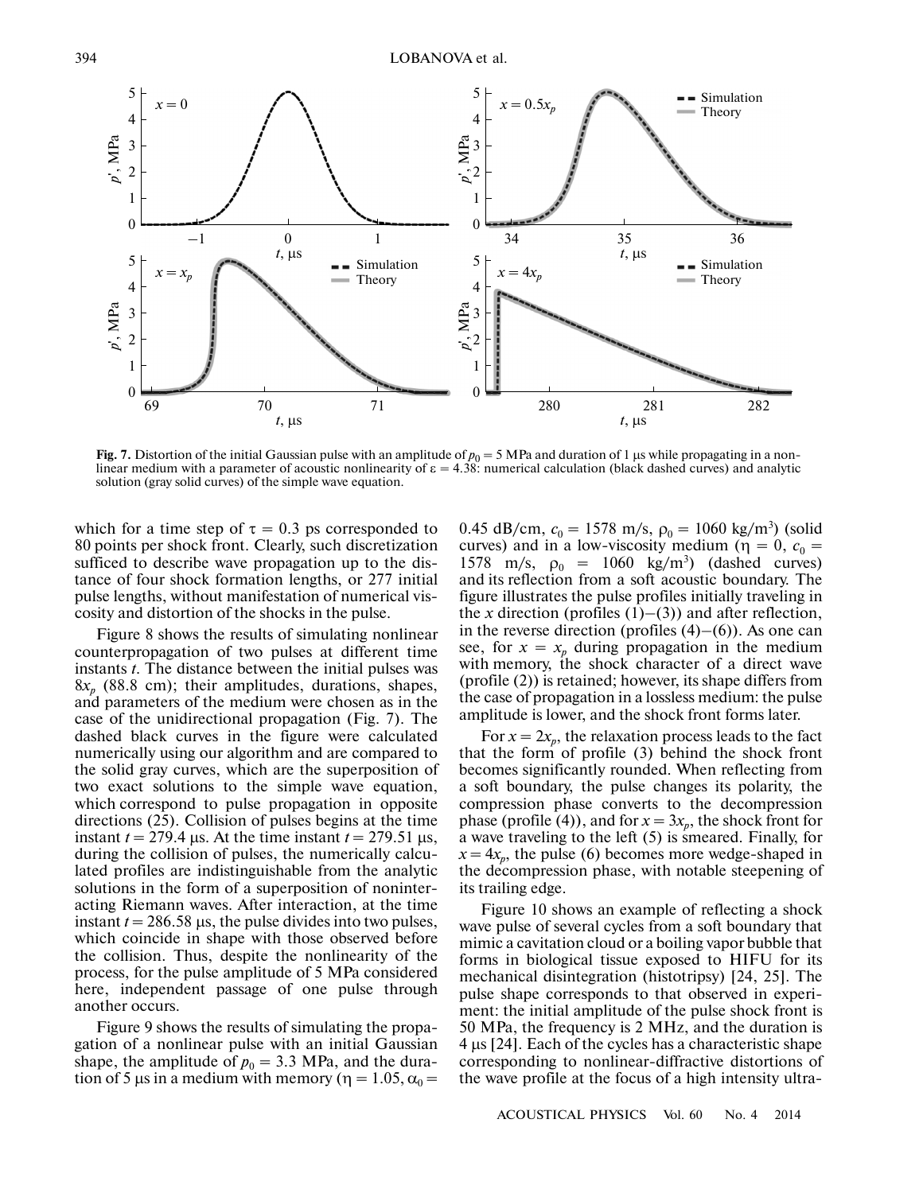**Fig. 7.** Distortion of the initial Gaussian pulse with an amplitude of $p_0 = 5$ MPa and duration of 1 μs while propagating in a nonlinear medium with a parameter of acoustic nonlinearity of $\varepsilon = 4.38$: numerical calculation (black dashed curves) and analytic solution (gray solid curves) of the simple wave equation.

which for a time step of $\tau = 0.3$ ps corresponded to 80 points per shock front. Clearly, such discretization sufficed to describe wave propagation up to the distance of four shock formation lengths, or 277 initial pulse lengths, without manifestation of numerical viscosity and distortion of the shocks in the pulse.

Figure 8 shows the results of simulating nonlinear counterpropagation of two pulses at different time instants $t$. The distance between the initial pulses was $8x_p$ (88.8 cm); their amplitudes, durations, shapes, and parameters of the medium were chosen as in the case of the unidirectional propagation (Fig. 7). The dashed black curves in the figure were calculated numerically using our algorithm and are compared to the solid gray curves, which are the superposition of two exact solutions to the simple wave equation, which correspond to pulse propagation in opposite directions (25). Collision of pulses begins at the time instant $t = 279.4$ μs. At the time instant $t = 279.51$ μs, during the collision of pulses, the numerically calculated profiles are indistinguishable from the analytic solutions in the form of a superposition of noninteracting Riemann waves. After interaction, at the time instant $t = 286.58$ μs, the pulse divides into two pulses, which coincide in shape with those observed before the collision. Thus, despite the nonlinearity of the process, for the pulse amplitude of 5 MPa considered here, independent passage of one pulse through another occurs.

Figure 9 shows the results of simulating the propagation of a nonlinear pulse with an initial Gaussian shape, the amplitude of $p_0 = 3.3$ MPa, and the duration of 5 μs in a medium with memory ($\eta = 1.05$, $\alpha_0 = 0.45$ dB/cm, $c_0 = 1578$ m/s, $\rho_0 = 1060$ kg/m$^3$) (solid curves) and in a low-viscosity medium ($\eta = 0$, $c_0 = 1578$ m/s, $\rho_0 = 1060$ kg/m$^3$) (dashed curves) and its reflection from a soft acoustic boundary. The figure illustrates the pulse profiles initially traveling in the $x$ direction (profiles (1)–(3)) and after reflection, in the reverse direction (profiles (4)–(6)). As one can see, for $x = x_p$ during propagation in the medium with memory, the shock character of a direct wave (profile (2)) is retained; however, its shape differs from the case of propagation in a lossless medium: the pulse amplitude is lower, and the shock front forms later.

For $x = 2x_p$, the relaxation process leads to the fact that the form of profile (3) behind the shock front becomes significantly rounded. When reflecting from a soft boundary, the pulse changes its polarity, the compression phase converts to the decompression phase (profile (4)), and for $x = 3x_p$, the shock front for a wave traveling to the left (5) is smeared. Finally, for $x = 4x_p$, the pulse (6) becomes more wedge-shaped in the decompression phase, with notable steepening of its trailing edge.

Figure 10 shows an example of reflecting a shock wave pulse of several cycles from a soft boundary that mimic a cavitation cloud or a boiling vapor bubble that forms in biological tissue exposed to HIFU for its mechanical disintegration (histotripsy) [24, 25]. The pulse shape corresponds to that observed in experiment: the initial amplitude of the pulse shock front is 50 MPa, the frequency is 2 MHz, and the duration is 4 μs [24]. Each of the cycles has a characteristic shape corresponding to nonlinear-diffractive distortions of the wave profile at the focus of a high intensity ultra-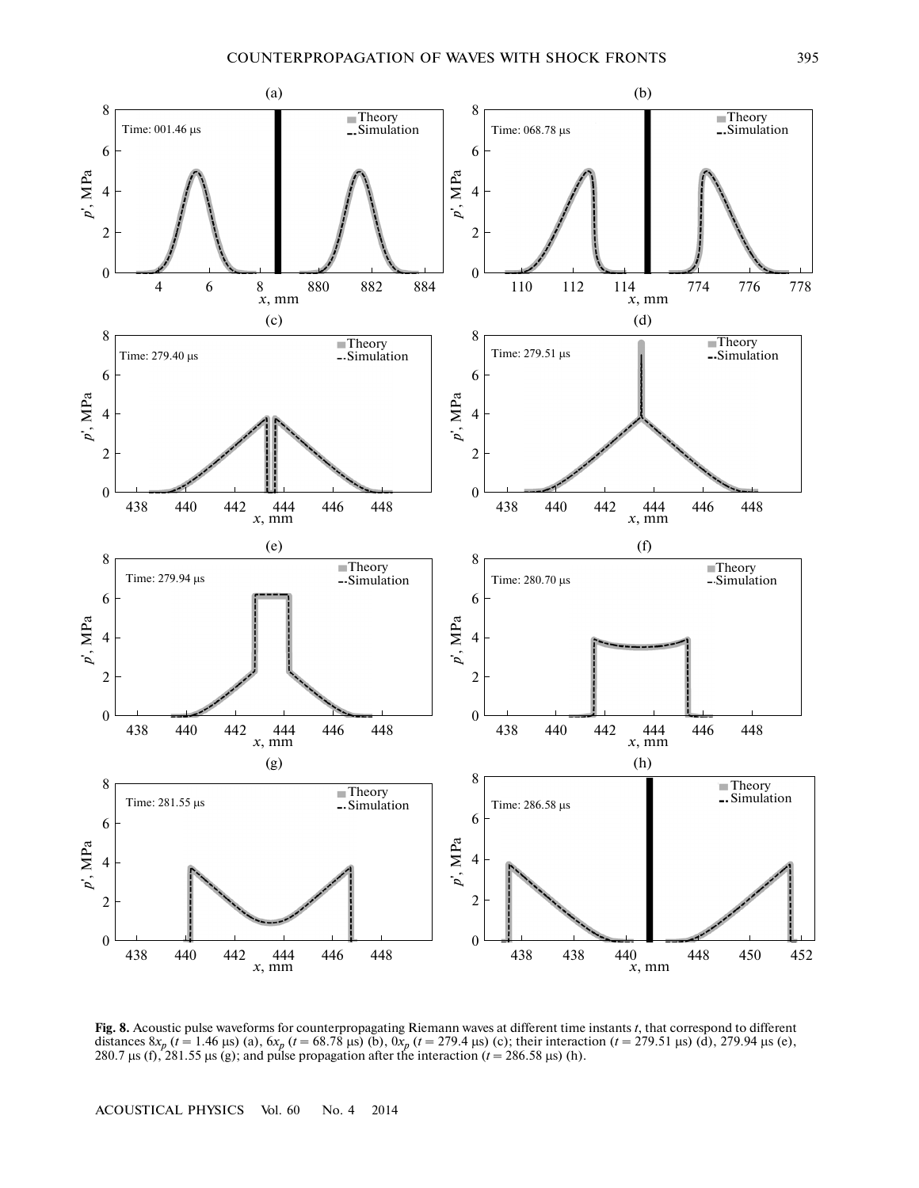**Fig. 8.** Acoustic pulse waveforms for counterpropagating Riemann waves at different time instants $t$, that correspond to different distances $8x_p$ ($t$ = 1.46 μs) (a), $6x_p$ ($t$ = 68.78 μs) (b), $0x_p$ ($t$ = 279.4 μs) (c); their interaction ($t$ = 279.51 μs) (d), 279.94 μs (e), 280.7 μs (f), 281.55 μs (g); and pulse propagation after the interaction ($t$ = 286.58 μs) (h).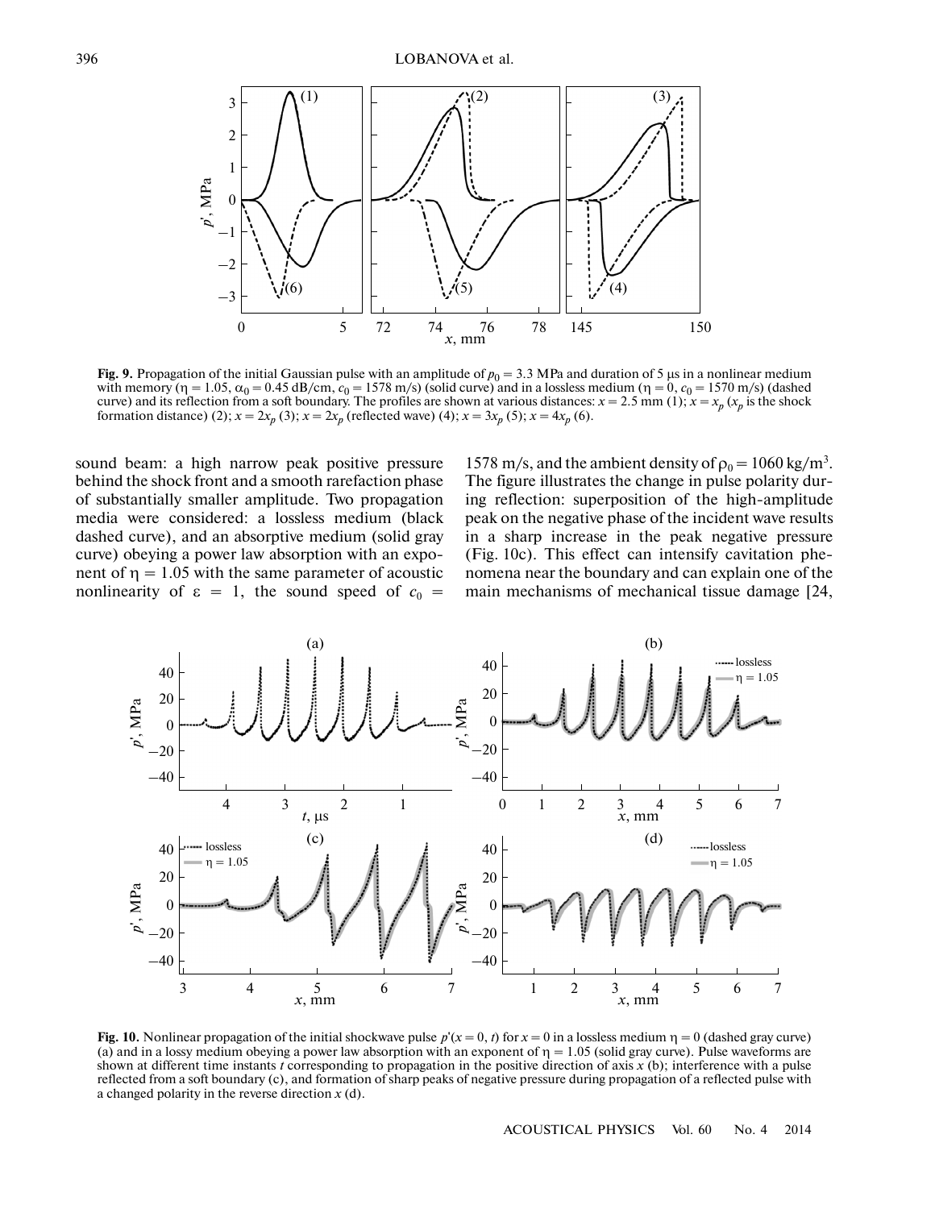**Fig. 9.** Propagation of the initial Gaussian pulse with an amplitude of $p_0 = 3.3$ MPa and duration of 5 μs in a nonlinear medium with memory ($\eta = 1.05$, $\alpha_0 = 0.45$ dB/cm, $c_0 = 1578$ m/s) (solid curve) and in a lossless medium ($\eta = 0$, $c_0 = 1570$ m/s) (dashed curve) and its reflection from a soft boundary. The profiles are shown at various distances: $x = 2.5$ mm (1); $x = x_p$ ($x_p$ is the shock formation distance) (2); $x = 2x_p$ (3); $x = 2x_p$ (reflected wave) (4); $x = 3x_p$ (5); $x = 4x_p$ (6).

sound beam: a high narrow peak positive pressure behind the shock front and a smooth rarefaction phase of substantially smaller amplitude. Two propagation media were considered: a lossless medium (black dashed curve), and an absorptive medium (solid gray curve) obeying a power law absorption with an exponent of $\eta = 1.05$ with the same parameter of acoustic nonlinearity of $\varepsilon = 1$, the sound speed of $c_0 = 1578$ m/s, and the ambient density of $\rho_0 = 1060$ kg/m$^3$. The figure illustrates the change in pulse polarity during reflection: superposition of the high-amplitude peak on the negative phase of the incident wave results in a sharp increase in the peak negative pressure (Fig. 10c). This effect can intensify cavitation phenomena near the boundary and can explain one of the main mechanisms of mechanical tissue damage [24,

**Fig. 10.** Nonlinear propagation of the initial shockwave pulse $p'(x = 0, t)$ for $x = 0$ in a lossless medium $\eta = 0$ (dashed gray curve) (a) and in a lossy medium obeying a power law absorption with an exponent of $\eta = 1.05$ (solid gray curve). Pulse waveforms are shown at different time instants $t$ corresponding to propagation in the positive direction of axis $x$ (b); interference with a pulse reflected from a soft boundary (c), and formation of sharp peaks of negative pressure during propagation of a reflected pulse with a changed polarity in the reverse direction $x$ (d).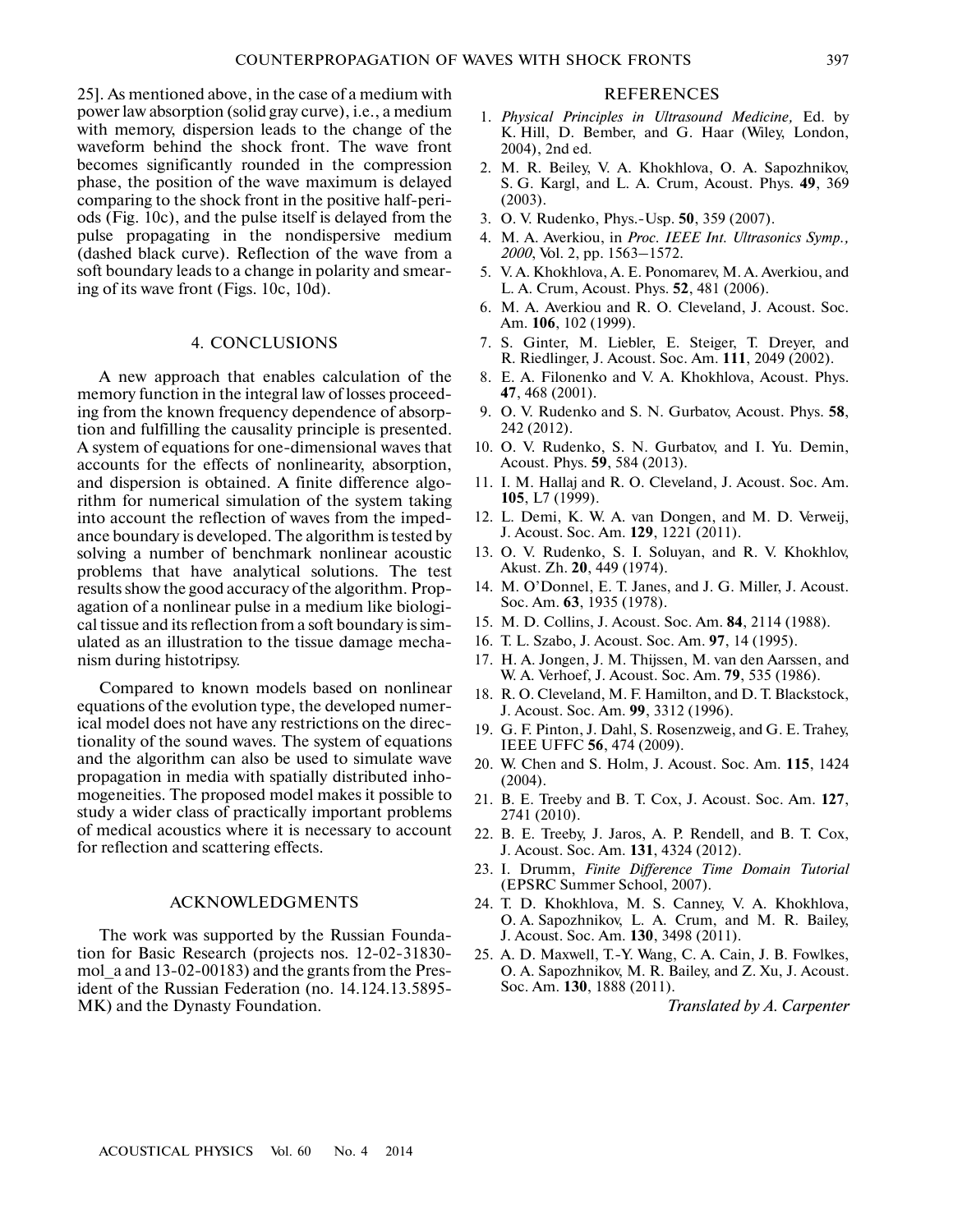25]. As mentioned above, in the case of a medium with power law absorption (solid gray curve), i.e., a medium with memory, dispersion leads to the change of the waveform behind the shock front. The wave front becomes significantly rounded in the compression phase, the position of the wave maximum is delayed comparing to the shock front in the positive half-periods (Fig. 10c), and the pulse itself is delayed from the pulse propagating in the nondispersive medium (dashed black curve). Reflection of the wave from a soft boundary leads to a change in polarity and smearing of its wave front (Figs. 10c, 10d).

## 4. CONCLUSIONS

A new approach that enables calculation of the memory function in the integral law of losses proceeding from the known frequency dependence of absorption and fulfilling the causality principle is presented. A system of equations for one-dimensional waves that accounts for the effects of nonlinearity, absorption, and dispersion is obtained. A finite difference algorithm for numerical simulation of the system taking into account the reflection of waves from the impedance boundary is developed. The algorithm is tested by solving a number of benchmark nonlinear acoustic problems that have analytical solutions. The test results show the good accuracy of the algorithm. Propagation of a nonlinear pulse in a medium like biological tissue and its reflection from a soft boundary is simulated as an illustration to the tissue damage mechanism during histotripsy.

Compared to known models based on nonlinear equations of the evolution type, the developed numerical model does not have any restrictions on the directionality of the sound waves. The system of equations and the algorithm can also be used to simulate wave propagation in media with spatially distributed inhomogeneities. The proposed model makes it possible to study a wider class of practically important problems of medical acoustics where it is necessary to account for reflection and scattering effects.

## ACKNOWLEDGMENTS

The work was supported by the Russian Foundation for Basic Research (projects nos. 12-02-31830-mol_a and 13-02-00183) and the grants from the President of the Russian Federation (no. 14.124.13.5895-MK) and the Dynasty Foundation.

## REFERENCES

1. *Physical Principles in Ultrasound Medicine,* Ed. by K. Hill, D. Bember, and G. Haar (Wiley, London, 2004), 2nd ed.
2. M. R. Beiley, V. A. Khokhlova, O. A. Sapozhnikov, S. G. Kargl, and L. A. Crum, Acoust. Phys. **49**, 369 (2003).
3. O. V. Rudenko, Phys.-Usp. **50**, 359 (2007).
4. M. A. Averkiou, in *Proc. IEEE Int. Ultrasonics Symp., 2000*, Vol. 2, pp. 1563–1572.
5. V. A. Khokhlova, A. E. Ponomarev, M. A. Averkiou, and L. A. Crum, Acoust. Phys. **52**, 481 (2006).
6. M. A. Averkiou and R. O. Cleveland, J. Acoust. Soc. Am. **106**, 102 (1999).
7. S. Ginter, M. Liebler, E. Steiger, T. Dreyer, and R. Riedlinger, J. Acoust. Soc. Am. **111**, 2049 (2002).
8. E. A. Filonenko and V. A. Khokhlova, Acoust. Phys. **47**, 468 (2001).
9. O. V. Rudenko and S. N. Gurbatov, Acoust. Phys. **58**, 242 (2012).
10. O. V. Rudenko, S. N. Gurbatov, and I. Yu. Demin, Acoust. Phys. **59**, 584 (2013).
11. I. M. Hallaj and R. O. Cleveland, J. Acoust. Soc. Am. **105**, L7 (1999).
12. L. Demi, K. W. A. van Dongen, and M. D. Verweij, J. Acoust. Soc. Am. **129**, 1221 (2011).
13. O. V. Rudenko, S. I. Soluyan, and R. V. Khokhlov, Akust. Zh. **20**, 449 (1974).
14. M. O'Donnel, E. T. Janes, and J. G. Miller, J. Acoust. Soc. Am. **63**, 1935 (1978).
15. M. D. Collins, J. Acoust. Soc. Am. **84**, 2114 (1988).
16. T. L. Szabo, J. Acoust. Soc. Am. **97**, 14 (1995).
17. H. A. Jongen, J. M. Thijssen, M. van den Aarssen, and W. A. Verhoef, J. Acoust. Soc. Am. **79**, 535 (1986).
18. R. O. Cleveland, M. F. Hamilton, and D. T. Blackstock, J. Acoust. Soc. Am. **99**, 3312 (1996).
19. G. F. Pinton, J. Dahl, S. Rosenzweig, and G. E. Trahey, IEEE UFFC **56**, 474 (2009).
20. W. Chen and S. Holm, J. Acoust. Soc. Am. **115**, 1424 (2004).
21. B. E. Treeby and B. T. Cox, J. Acoust. Soc. Am. **127**, 2741 (2010).
22. B. E. Treeby, J. Jaros, A. P. Rendell, and B. T. Cox, J. Acoust. Soc. Am. **131**, 4324 (2012).
23. I. Drumm, *Finite Difference Time Domain Tutorial* (EPSRC Summer School, 2007).
24. T. D. Khokhlova, M. S. Canney, V. A. Khokhlova, O. A. Sapozhnikov, L. A. Crum, and M. R. Bailey, J. Acoust. Soc. Am. **130**, 3498 (2011).
25. A. D. Maxwell, T.-Y. Wang, C. A. Cain, J. B. Fowlkes, O. A. Sapozhnikov, M. R. Bailey, and Z. Xu, J. Acoust. Soc. Am. **130**, 1888 (2011).

*Translated by A. Carpenter*